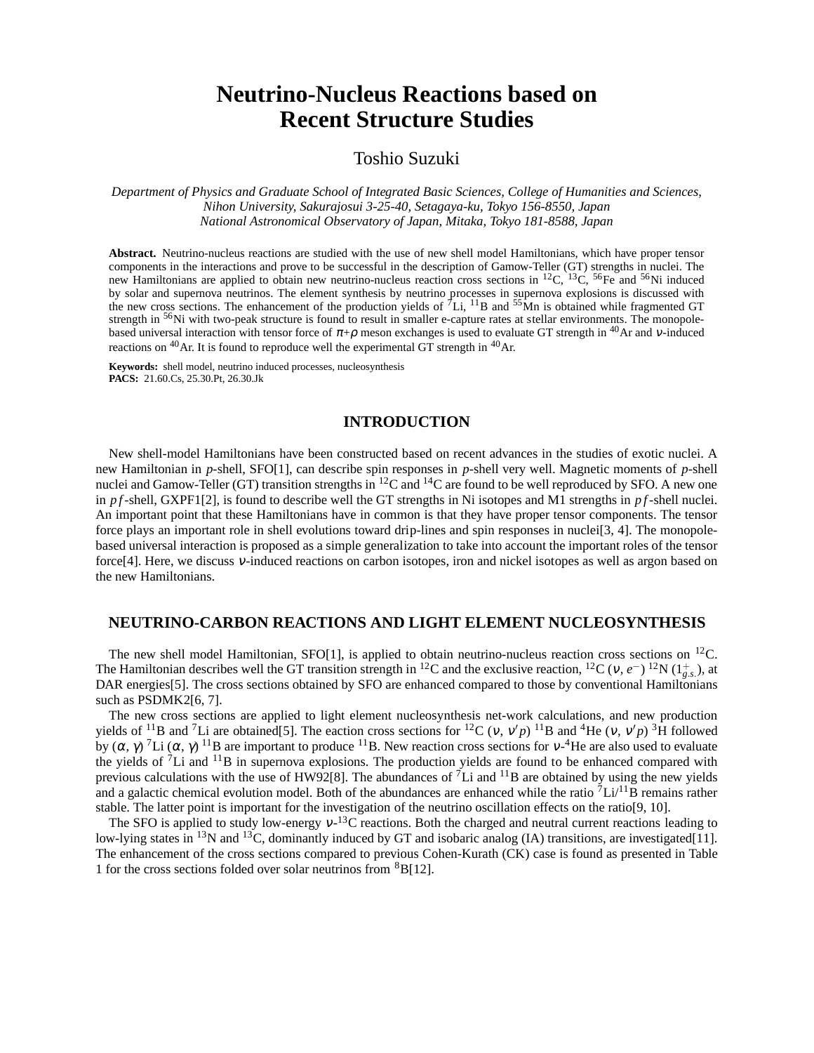# Neutrino-Nucleus Reactions based on Recent Structure Studies

Toshio Suzuki

*Department of Physics and Graduate School of Integrated Basic Sciences, College of Humanities and Sciences, Nihon University, Sakurajosui 3-25-40, Setagaya-ku, Tokyo 156-8550, Japan*
*National Astronomical Observatory of Japan, Mitaka, Tokyo 181-8588, Japan*

**Abstract.** Neutrino-nucleus reactions are studied with the use of new shell model Hamiltonians, which have proper tensor components in the interactions and prove to be successful in the description of Gamow-Teller (GT) strengths in nuclei. The new Hamiltonians are applied to obtain new neutrino-nucleus reaction cross sections in $^{12}$C, $^{13}$C, $^{56}$Fe and $^{56}$Ni induced by solar and supernova neutrinos. The element synthesis by neutrino processes in supernova explosions is discussed with the new cross sections. The enhancement of the production yields of $^{7}$Li, $^{11}$B and $^{55}$Mn is obtained while fragmented GT strength in $^{56}$Ni with two-peak structure is found to result in smaller e-capture rates at stellar environments. The monopole-based universal interaction with tensor force of $\pi$+$\rho$ meson exchanges is used to evaluate GT strength in $^{40}$Ar and $\nu$-induced reactions on $^{40}$Ar. It is found to reproduce well the experimental GT strength in $^{40}$Ar.

**Keywords:** shell model, neutrino induced processes, nucleosynthesis
**PACS:** 21.60.Cs, 25.30.Pt, 26.30.Jk

## INTRODUCTION

New shell-model Hamiltonians have been constructed based on recent advances in the studies of exotic nuclei. A new Hamiltonian in *p*-shell, SFO[1], can describe spin responses in *p*-shell very well. Magnetic moments of *p*-shell nuclei and Gamow-Teller (GT) transition strengths in $^{12}$C and $^{14}$C are found to be well reproduced by SFO. A new one in *pf*-shell, GXPF1[2], is found to describe well the GT strengths in Ni isotopes and M1 strengths in *pf*-shell nuclei. An important point that these Hamiltonians have in common is that they have proper tensor components. The tensor force plays an important role in shell evolutions toward drip-lines and spin responses in nuclei[3, 4]. The monopole-based universal interaction is proposed as a simple generalization to take into account the important roles of the tensor force[4]. Here, we discuss $\nu$-induced reactions on carbon isotopes, iron and nickel isotopes as well as argon based on the new Hamiltonians.

## NEUTRINO-CARBON REACTIONS AND LIGHT ELEMENT NUCLEOSYNTHESIS

The new shell model Hamiltonian, SFO[1], is applied to obtain neutrino-nucleus reaction cross sections on $^{12}$C. The Hamiltonian describes well the GT transition strength in $^{12}$C and the exclusive reaction, $^{12}$C ($\nu$, $e^{-}$) $^{12}$N ($1^{+}_{g.s.}$), at DAR energies[5]. The cross sections obtained by SFO are enhanced compared to those by conventional Hamiltonians such as PSDMK2[6, 7].

The new cross sections are applied to light element nucleosynthesis net-work calculations, and new production yields of $^{11}$B and $^{7}$Li are obtained[5]. The eaction cross sections for $^{12}$C ($\nu$, $\nu' p$) $^{11}$B and $^{4}$He ($\nu$, $\nu' p$) $^{3}$H followed by ($\alpha$, $\gamma$) $^{7}$Li ($\alpha$, $\gamma$) $^{11}$B are important to produce $^{11}$B. New reaction cross sections for $\nu$-$^{4}$He are also used to evaluate the yields of $^{7}$Li and $^{11}$B in supernova explosions. The production yields are found to be enhanced compared with previous calculations with the use of HW92[8]. The abundances of $^{7}$Li and $^{11}$B are obtained by using the new yields and a galactic chemical evolution model. Both of the abundances are enhanced while the ratio $^{7}$Li/$^{11}$B remains rather stable. The latter point is important for the investigation of the neutrino oscillation effects on the ratio[9, 10].

The SFO is applied to study low-energy $\nu$-$^{13}$C reactions. Both the charged and neutral current reactions leading to low-lying states in $^{13}$N and $^{13}$C, dominantly induced by GT and isobaric analog (IA) transitions, are investigated[11]. The enhancement of the cross sections compared to previous Cohen-Kurath (CK) case is found as presented in Table 1 for the cross sections folded over solar neutrinos from $^{8}$B[12].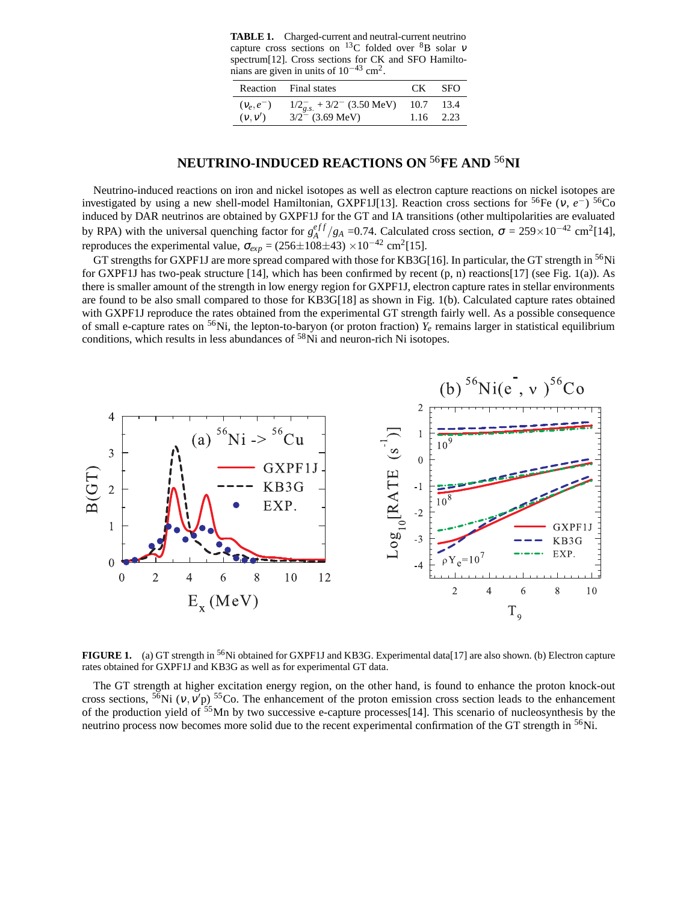**TABLE 1.** Charged-current and neutral-current neutrino capture cross sections on $^{13}$C folded over $^{8}$B solar $\nu$ spectrum[12]. Cross sections for CK and SFO Hamiltonians are given in units of $10^{-43}$ cm$^2$.

| Reaction | Final states | CK | SFO |
|---|---|---|---|
| $(\nu_e, e^-)$ | $1/2^-_{g.s.}$ + $3/2^-$ (3.50 MeV) | 10.7 | 13.4 |
| $(\nu, \nu')$ | $3/2^-$ (3.69 MeV) | 1.16 | 2.23 |

## NEUTRINO-INDUCED REACTIONS ON $^{56}$FE AND $^{56}$NI

Neutrino-induced reactions on iron and nickel isotopes as well as electron capture reactions on nickel isotopes are investigated by using a new shell-model Hamiltonian, GXPF1J[13]. Reaction cross sections for $^{56}$Fe $(\nu, e^-)$ $^{56}$Co induced by DAR neutrinos are obtained by GXPF1J for the GT and IA transitions (other multipolarities are evaluated by RPA) with the universal quenching factor for $g_A^{eff}/g_A$ =0.74. Calculated cross section, $\sigma$ = 259$\times 10^{-42}$ cm$^2$[14], reproduces the experimental value, $\sigma_{exp}$ = (256$\pm$108$\pm$43) $\times 10^{-42}$ cm$^2$[15].

GT strengths for GXPF1J are more spread compared with those for KB3G[16]. In particular, the GT strength in $^{56}$Ni for GXPF1J has two-peak structure [14], which has been confirmed by recent (p, n) reactions[17] (see Fig. 1(a)). As there is smaller amount of the strength in low energy region for GXPF1J, electron capture rates in stellar environments are found to be also small compared to those for KB3G[18] as shown in Fig. 1(b). Calculated capture rates obtained with GXPF1J reproduce the rates obtained from the experimental GT strength fairly well. As a possible consequence of small e-capture rates on $^{56}$Ni, the lepton-to-baryon (or proton fraction) $Y_e$ remains larger in statistical equilibrium conditions, which results in less abundances of $^{58}$Ni and neuron-rich Ni isotopes.

**FIGURE 1.** (a) GT strength in $^{56}$Ni obtained for GXPF1J and KB3G. Experimental data[17] are also shown. (b) Electron capture rates obtained for GXPF1J and KB3G as well as for experimental GT data.

The GT strength at higher excitation energy region, on the other hand, is found to enhance the proton knock-out cross sections, $^{56}$Ni $(\nu, \nu'\mathrm{p})$ $^{55}$Co. The enhancement of the proton emission cross section leads to the enhancement of the production yield of $^{55}$Mn by two successive e-capture processes[14]. This scenario of nucleosynthesis by the neutrino process now becomes more solid due to the recent experimental confirmation of the GT strength in $^{56}$Ni.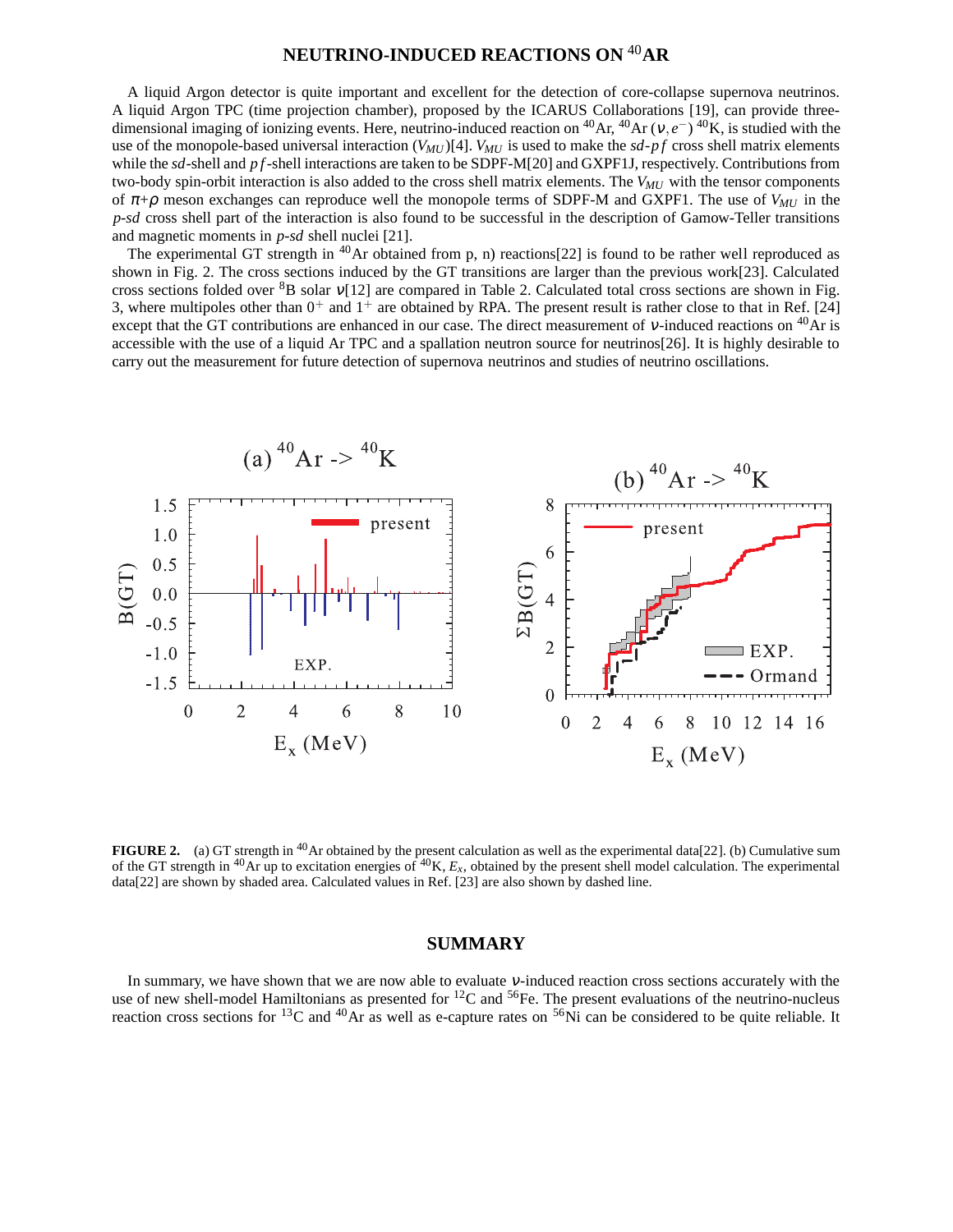## NEUTRINO-INDUCED REACTIONS ON $^{40}$AR

A liquid Argon detector is quite important and excellent for the detection of core-collapse supernova neutrinos. A liquid Argon TPC (time projection chamber), proposed by the ICARUS Collaborations [19], can provide three-dimensional imaging of ionizing events. Here, neutrino-induced reaction on $^{40}$Ar, $^{40}$Ar $(\nu, e^-)$ $^{40}$K, is studied with the use of the monopole-based universal interaction ($V_{MU}$)[4]. $V_{MU}$ is used to make the *sd*-*pf* cross shell matrix elements while the *sd*-shell and *pf*-shell interactions are taken to be SDPF-M[20] and GXPF1J, respectively. Contributions from two-body spin-orbit interaction is also added to the cross shell matrix elements. The $V_{MU}$ with the tensor components of $\pi$+$\rho$ meson exchanges can reproduce well the monopole terms of SDPF-M and GXPF1. The use of $V_{MU}$ in the *p*-*sd* cross shell part of the interaction is also found to be successful in the description of Gamow-Teller transitions and magnetic moments in *p*-*sd* shell nuclei [21].

The experimental GT strength in $^{40}$Ar obtained from p, n) reactions[22] is found to be rather well reproduced as shown in Fig. 2. The cross sections induced by the GT transitions are larger than the previous work[23]. Calculated cross sections folded over $^{8}$B solar $\nu$[12] are compared in Table 2. Calculated total cross sections are shown in Fig. 3, where multipoles other than $0^+$ and $1^+$ are obtained by RPA. The present result is rather close to that in Ref. [24] except that the GT contributions are enhanced in our case. The direct measurement of $\nu$-induced reactions on $^{40}$Ar is accessible with the use of a liquid Ar TPC and a spallation neutron source for neutrinos[26]. It is highly desirable to carry out the measurement for future detection of supernova neutrinos and studies of neutrino oscillations.

**FIGURE 2.** (a) GT strength in $^{40}$Ar obtained by the present calculation as well as the experimental data[22]. (b) Cumulative sum of the GT strength in $^{40}$Ar up to excitation energies of $^{40}$K, $E_x$, obtained by the present shell model calculation. The experimental data[22] are shown by shaded area. Calculated values in Ref. [23] are also shown by dashed line.

## SUMMARY

In summary, we have shown that we are now able to evaluate $\nu$-induced reaction cross sections accurately with the use of new shell-model Hamiltonians as presented for $^{12}$C and $^{56}$Fe. The present evaluations of the neutrino-nucleus reaction cross sections for $^{13}$C and $^{40}$Ar as well as e-capture rates on $^{56}$Ni can be considered to be quite reliable. It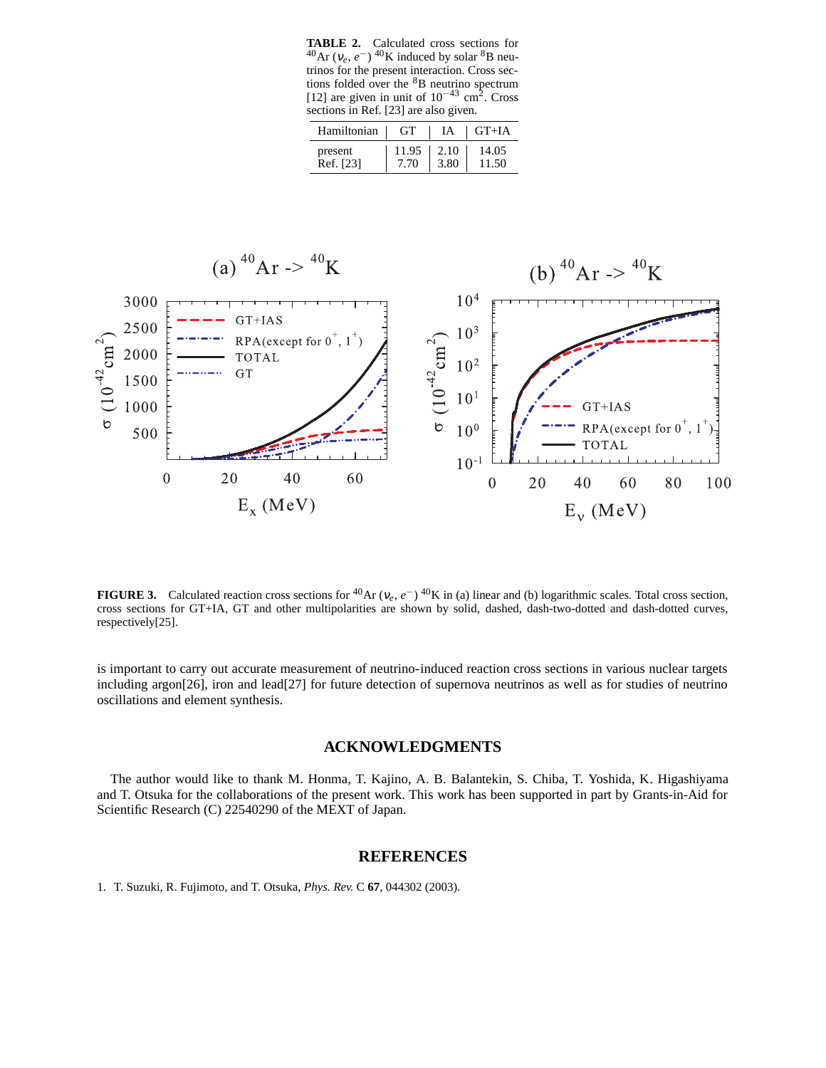**TABLE 2.** Calculated cross sections for $^{40}$Ar ($\nu_e$, $e^-$) $^{40}$K induced by solar $^8$B neutrinos for the present interaction. Cross sections folded over the $^8$B neutrino spectrum [12] are given in unit of $10^{-43}$ cm$^2$. Cross sections in Ref. [23] are also given.

| Hamiltonian | GT | IA | GT+IA |
|---|---|---|---|
| present | 11.95 | 2.10 | 14.05 |
| Ref. [23] | 7.70 | 3.80 | 11.50 |

**FIGURE 3.** Calculated reaction cross sections for $^{40}$Ar ($\nu_e$, $e^-$) $^{40}$K in (a) linear and (b) logarithmic scales. Total cross section, cross sections for GT+IA, GT and other multipolarities are shown by solid, dashed, dash-two-dotted and dash-dotted curves, respectively[25].

is important to carry out accurate measurement of neutrino-induced reaction cross sections in various nuclear targets including argon[26], iron and lead[27] for future detection of supernova neutrinos as well as for studies of neutrino oscillations and element synthesis.

## ACKNOWLEDGMENTS

The author would like to thank M. Honma, T. Kajino, A. B. Balantekin, S. Chiba, T. Yoshida, K. Higashiyama and T. Otsuka for the collaborations of the present work. This work has been supported in part by Grants-in-Aid for Scientific Research (C) 22540290 of the MEXT of Japan.

## REFERENCES

1. T. Suzuki, R. Fujimoto, and T. Otsuka, *Phys. Rev.* C **67**, 044302 (2003).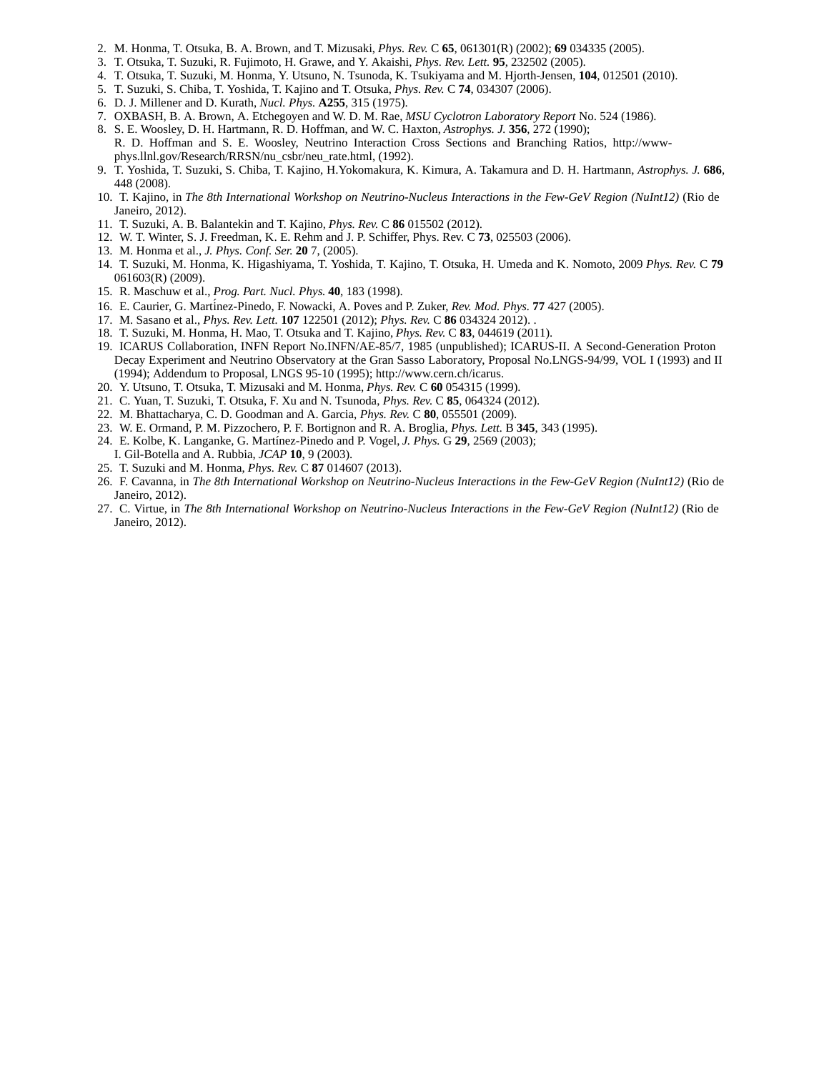2. M. Honma, T. Otsuka, B. A. Brown, and T. Mizusaki, *Phys. Rev.* C **65**, 061301(R) (2002); **69** 034335 (2005).
3. T. Otsuka, T. Suzuki, R. Fujimoto, H. Grawe, and Y. Akaishi, *Phys. Rev. Lett.* **95**, 232502 (2005).
4. T. Otsuka, T. Suzuki, M. Honma, Y. Utsuno, N. Tsunoda, K. Tsukiyama and M. Hjorth-Jensen, **104**, 012501 (2010).
5. T. Suzuki, S. Chiba, T. Yoshida, T. Kajino and T. Otsuka, *Phys. Rev.* C **74**, 034307 (2006).
6. D. J. Millener and D. Kurath, *Nucl. Phys.* **A255**, 315 (1975).
7. OXBASH, B. A. Brown, A. Etchegoyen and W. D. M. Rae, *MSU Cyclotron Laboratory Report* No. 524 (1986).
8. S. E. Woosley, D. H. Hartmann, R. D. Hoffman, and W. C. Haxton, *Astrophys. J.* **356**, 272 (1990); R. D. Hoffman and S. E. Woosley, Neutrino Interaction Cross Sections and Branching Ratios, http://www-phys.llnl.gov/Research/RRSN/nu_csbr/neu_rate.html, (1992).
9. T. Yoshida, T. Suzuki, S. Chiba, T. Kajino, H.Yokomakura, K. Kimura, A. Takamura and D. H. Hartmann, *Astrophys. J.* **686**, 448 (2008).
10. T. Kajino, in *The 8th International Workshop on Neutrino-Nucleus Interactions in the Few-GeV Region (NuInt12)* (Rio de Janeiro, 2012).
11. T. Suzuki, A. B. Balantekin and T. Kajino, *Phys. Rev.* C **86** 015502 (2012).
12. W. T. Winter, S. J. Freedman, K. E. Rehm and J. P. Schiffer, Phys. Rev. C **73**, 025503 (2006).
13. M. Honma et al., *J. Phys. Conf. Ser.* **20** 7, (2005).
14. T. Suzuki, M. Honma, K. Higashiyama, T. Yoshida, T. Kajino, T. Otsuka, H. Umeda and K. Nomoto, 2009 *Phys. Rev.* C **79** 061603(R) (2009).
15. R. Maschuw et al., *Prog. Part. Nucl. Phys.* **40**, 183 (1998).
16. E. Caurier, G. Martínez-Pinedo, F. Nowacki, A. Poves and P. Zuker, *Rev. Mod. Phys*. **77** 427 (2005).
17. M. Sasano et al., *Phys. Rev. Lett.* **107** 122501 (2012); *Phys. Rev.* C **86** 034324 2012). .
18. T. Suzuki, M. Honma, H. Mao, T. Otsuka and T. Kajino, *Phys. Rev.* C **83**, 044619 (2011).
19. ICARUS Collaboration, INFN Report No.INFN/AE-85/7, 1985 (unpublished); ICARUS-II. A Second-Generation Proton Decay Experiment and Neutrino Observatory at the Gran Sasso Laboratory, Proposal No.LNGS-94/99, VOL I (1993) and II (1994); Addendum to Proposal, LNGS 95-10 (1995); http://www.cern.ch/icarus.
20. Y. Utsuno, T. Otsuka, T. Mizusaki and M. Honma, *Phys. Rev.* C **60** 054315 (1999).
21. C. Yuan, T. Suzuki, T. Otsuka, F. Xu and N. Tsunoda, *Phys. Rev.* C **85**, 064324 (2012).
22. M. Bhattacharya, C. D. Goodman and A. Garcia, *Phys. Rev.* C **80**, 055501 (2009).
23. W. E. Ormand, P. M. Pizzochero, P. F. Bortignon and R. A. Broglia, *Phys. Lett.* B **345**, 343 (1995).
24. E. Kolbe, K. Langanke, G. Martínez-Pinedo and P. Vogel, *J. Phys.* G **29**, 2569 (2003); I. Gil-Botella and A. Rubbia, *JCAP* **10**, 9 (2003).
25. T. Suzuki and M. Honma, *Phys. Rev.* C **87** 014607 (2013).
26. F. Cavanna, in *The 8th International Workshop on Neutrino-Nucleus Interactions in the Few-GeV Region (NuInt12)* (Rio de Janeiro, 2012).
27. C. Virtue, in *The 8th International Workshop on Neutrino-Nucleus Interactions in the Few-GeV Region (NuInt12)* (Rio de Janeiro, 2012).